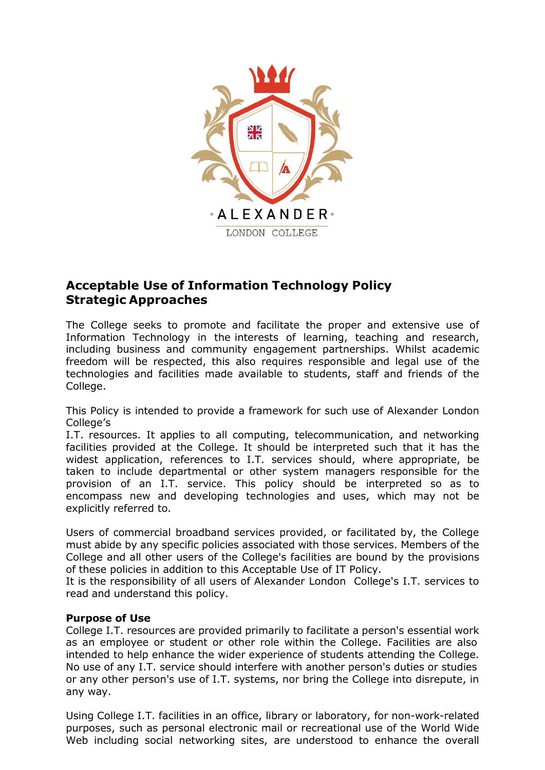ALEXANDER

LONDON COLLEGE

# Acceptable Use of Information Technology Policy
# Strategic Approaches

The College seeks to promote and facilitate the proper and extensive use of Information Technology in the interests of learning, teaching and research, including business and community engagement partnerships. Whilst academic freedom will be respected, this also requires responsible and legal use of the technologies and facilities made available to students, staff and friends of the College.

This Policy is intended to provide a framework for such use of Alexander London College's
I.T. resources. It applies to all computing, telecommunication, and networking facilities provided at the College. It should be interpreted such that it has the widest application, references to I.T. services should, where appropriate, be taken to include departmental or other system managers responsible for the provision of an I.T. service. This policy should be interpreted so as to encompass new and developing technologies and uses, which may not be explicitly referred to.

Users of commercial broadband services provided, or facilitated by, the College must abide by any specific policies associated with those services. Members of the College and all other users of the College's facilities are bound by the provisions of these policies in addition to this Acceptable Use of IT Policy.
It is the responsibility of all users of Alexander London College's I.T. services to read and understand this policy.

**Purpose of Use**
College I.T. resources are provided primarily to facilitate a person's essential work as an employee or student or other role within the College. Facilities are also intended to help enhance the wider experience of students attending the College. No use of any I.T. service should interfere with another person's duties or studies or any other person's use of I.T. systems, nor bring the College into disrepute, in any way.

Using College I.T. facilities in an office, library or laboratory, for non-work-related purposes, such as personal electronic mail or recreational use of the World Wide Web including social networking sites, are understood to enhance the overall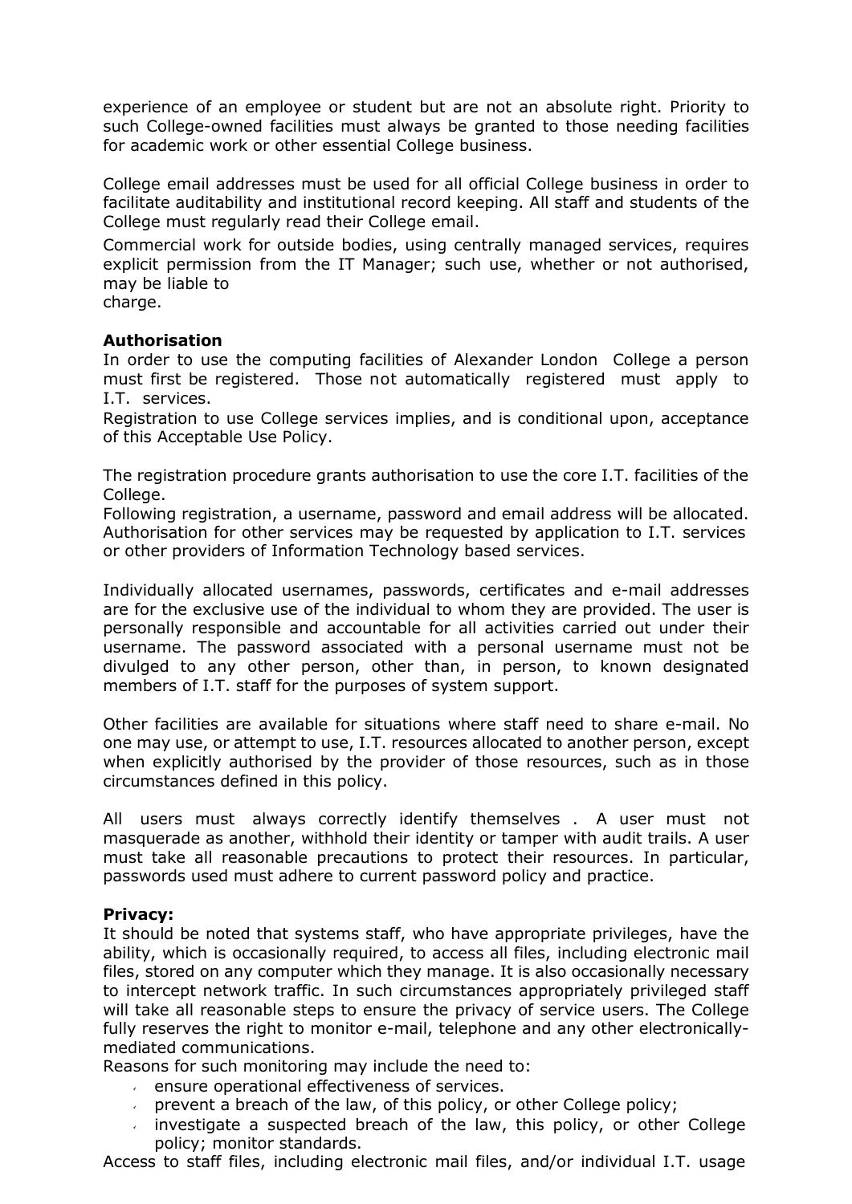experience of an employee or student but are not an absolute right. Priority to such College-owned facilities must always be granted to those needing facilities for academic work or other essential College business.

College email addresses must be used for all official College business in order to facilitate auditability and institutional record keeping. All staff and students of the College must regularly read their College email.

Commercial work for outside bodies, using centrally managed services, requires explicit permission from the IT Manager; such use, whether or not authorised, may be liable to charge.

**Authorisation**

In order to use the computing facilities of Alexander London College a person must first be registered. Those not automatically registered must apply to I.T. services.

Registration to use College services implies, and is conditional upon, acceptance of this Acceptable Use Policy.

The registration procedure grants authorisation to use the core I.T. facilities of the College.

Following registration, a username, password and email address will be allocated. Authorisation for other services may be requested by application to I.T. services or other providers of Information Technology based services.

Individually allocated usernames, passwords, certificates and e-mail addresses are for the exclusive use of the individual to whom they are provided. The user is personally responsible and accountable for all activities carried out under their username. The password associated with a personal username must not be divulged to any other person, other than, in person, to known designated members of I.T. staff for the purposes of system support.

Other facilities are available for situations where staff need to share e-mail. No one may use, or attempt to use, I.T. resources allocated to another person, except when explicitly authorised by the provider of those resources, such as in those circumstances defined in this policy.

All users must always correctly identify themselves . A user must not masquerade as another, withhold their identity or tamper with audit trails. A user must take all reasonable precautions to protect their resources. In particular, passwords used must adhere to current password policy and practice.

**Privacy:**

It should be noted that systems staff, who have appropriate privileges, have the ability, which is occasionally required, to access all files, including electronic mail files, stored on any computer which they manage. It is also occasionally necessary to intercept network traffic. In such circumstances appropriately privileged staff will take all reasonable steps to ensure the privacy of service users. The College fully reserves the right to monitor e-mail, telephone and any other electronically-mediated communications.

Reasons for such monitoring may include the need to:

- ensure operational effectiveness of services.
- prevent a breach of the law, of this policy, or other College policy;
- investigate a suspected breach of the law, this policy, or other College policy; monitor standards.

Access to staff files, including electronic mail files, and/or individual I.T. usage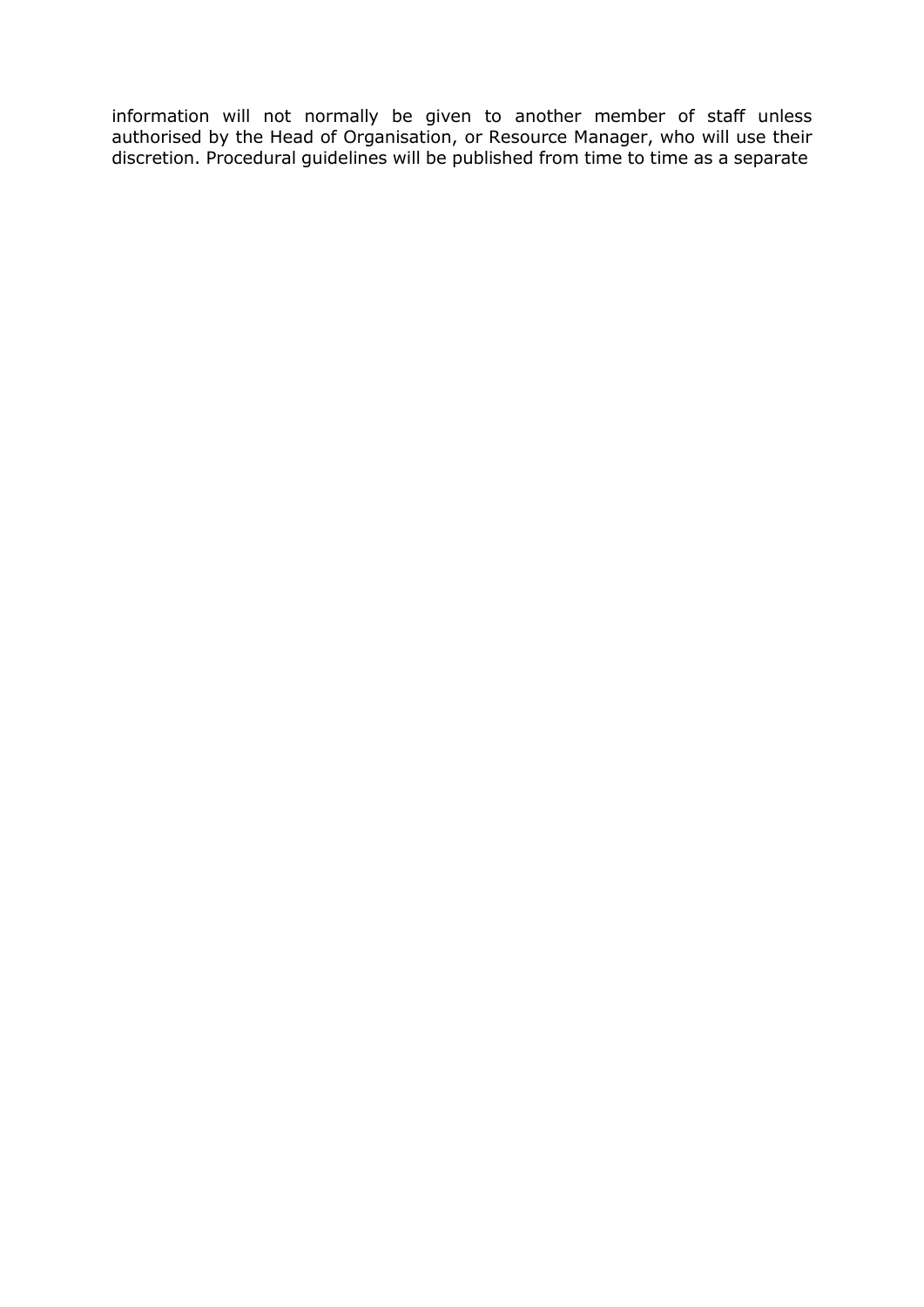information will not normally be given to another member of staff unless authorised by the Head of Organisation, or Resource Manager, who will use their discretion. Procedural guidelines will be published from time to time as a separate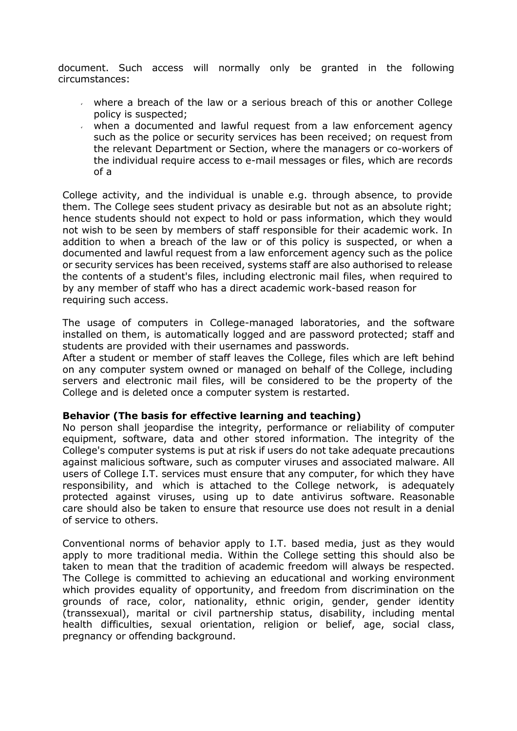document. Such access will normally only be granted in the following circumstances:

- where a breach of the law or a serious breach of this or another College policy is suspected;
- when a documented and lawful request from a law enforcement agency such as the police or security services has been received; on request from the relevant Department or Section, where the managers or co-workers of the individual require access to e-mail messages or files, which are records of a

College activity, and the individual is unable e.g. through absence, to provide them. The College sees student privacy as desirable but not as an absolute right; hence students should not expect to hold or pass information, which they would not wish to be seen by members of staff responsible for their academic work. In addition to when a breach of the law or of this policy is suspected, or when a documented and lawful request from a law enforcement agency such as the police or security services has been received, systems staff are also authorised to release the contents of a student's files, including electronic mail files, when required to by any member of staff who has a direct academic work-based reason for requiring such access.

The usage of computers in College-managed laboratories, and the software installed on them, is automatically logged and are password protected; staff and students are provided with their usernames and passwords.
After a student or member of staff leaves the College, files which are left behind on any computer system owned or managed on behalf of the College, including servers and electronic mail files, will be considered to be the property of the College and is deleted once a computer system is restarted.

**Behavior (The basis for effective learning and teaching)**
No person shall jeopardise the integrity, performance or reliability of computer equipment, software, data and other stored information. The integrity of the College's computer systems is put at risk if users do not take adequate precautions against malicious software, such as computer viruses and associated malware. All users of College I.T. services must ensure that any computer, for which they have responsibility, and which is attached to the College network, is adequately protected against viruses, using up to date antivirus software. Reasonable care should also be taken to ensure that resource use does not result in a denial of service to others.

Conventional norms of behavior apply to I.T. based media, just as they would apply to more traditional media. Within the College setting this should also be taken to mean that the tradition of academic freedom will always be respected. The College is committed to achieving an educational and working environment which provides equality of opportunity, and freedom from discrimination on the grounds of race, color, nationality, ethnic origin, gender, gender identity (transsexual), marital or civil partnership status, disability, including mental health difficulties, sexual orientation, religion or belief, age, social class, pregnancy or offending background.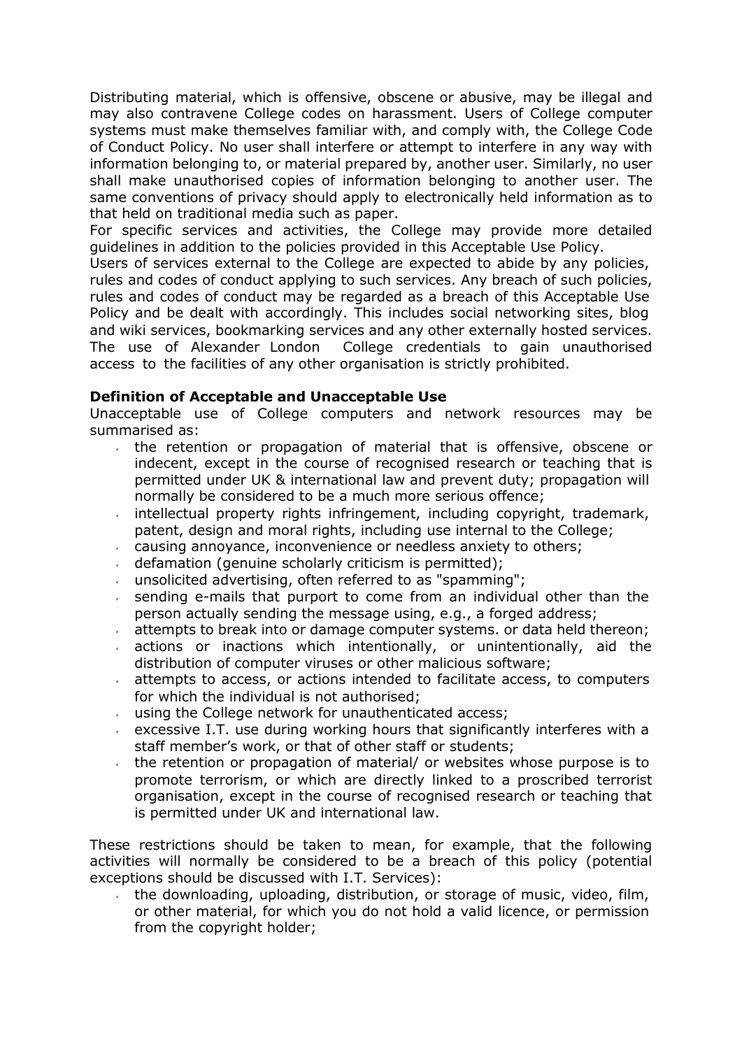Distributing material, which is offensive, obscene or abusive, may be illegal and may also contravene College codes on harassment. Users of College computer systems must make themselves familiar with, and comply with, the College Code of Conduct Policy. No user shall interfere or attempt to interfere in any way with information belonging to, or material prepared by, another user. Similarly, no user shall make unauthorised copies of information belonging to another user. The same conventions of privacy should apply to electronically held information as to that held on traditional media such as paper.

For specific services and activities, the College may provide more detailed guidelines in addition to the policies provided in this Acceptable Use Policy.

Users of services external to the College are expected to abide by any policies, rules and codes of conduct applying to such services. Any breach of such policies, rules and codes of conduct may be regarded as a breach of this Acceptable Use Policy and be dealt with accordingly. This includes social networking sites, blog and wiki services, bookmarking services and any other externally hosted services. The use of Alexander London College credentials to gain unauthorised access to the facilities of any other organisation is strictly prohibited.

**Definition of Acceptable and Unacceptable Use**

Unacceptable use of College computers and network resources may be summarised as:

- the retention or propagation of material that is offensive, obscene or indecent, except in the course of recognised research or teaching that is permitted under UK & international law and prevent duty; propagation will normally be considered to be a much more serious offence;
- intellectual property rights infringement, including copyright, trademark, patent, design and moral rights, including use internal to the College;
- causing annoyance, inconvenience or needless anxiety to others;
- defamation (genuine scholarly criticism is permitted);
- unsolicited advertising, often referred to as "spamming";
- sending e-mails that purport to come from an individual other than the person actually sending the message using, e.g., a forged address;
- attempts to break into or damage computer systems. or data held thereon;
- actions or inactions which intentionally, or unintentionally, aid the distribution of computer viruses or other malicious software;
- attempts to access, or actions intended to facilitate access, to computers for which the individual is not authorised;
- using the College network for unauthenticated access;
- excessive I.T. use during working hours that significantly interferes with a staff member's work, or that of other staff or students;
- the retention or propagation of material/ or websites whose purpose is to promote terrorism, or which are directly linked to a proscribed terrorist organisation, except in the course of recognised research or teaching that is permitted under UK and international law.

These restrictions should be taken to mean, for example, that the following activities will normally be considered to be a breach of this policy (potential exceptions should be discussed with I.T. Services):

- the downloading, uploading, distribution, or storage of music, video, film, or other material, for which you do not hold a valid licence, or permission from the copyright holder;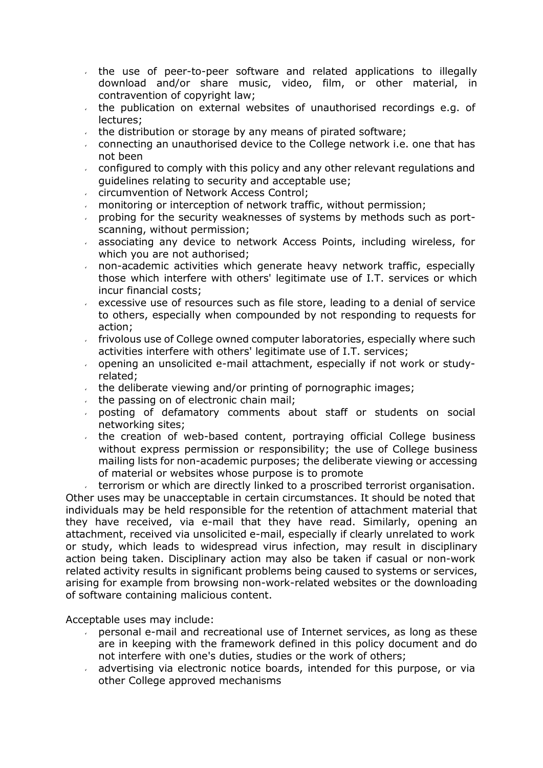- the use of peer-to-peer software and related applications to illegally download and/or share music, video, film, or other material, in contravention of copyright law;
- the publication on external websites of unauthorised recordings e.g. of lectures;
- the distribution or storage by any means of pirated software;
- connecting an unauthorised device to the College network i.e. one that has not been
- configured to comply with this policy and any other relevant regulations and guidelines relating to security and acceptable use;
- circumvention of Network Access Control;
- monitoring or interception of network traffic, without permission;
- probing for the security weaknesses of systems by methods such as port-scanning, without permission;
- associating any device to network Access Points, including wireless, for which you are not authorised;
- non-academic activities which generate heavy network traffic, especially those which interfere with others' legitimate use of I.T. services or which incur financial costs;
- excessive use of resources such as file store, leading to a denial of service to others, especially when compounded by not responding to requests for action;
- frivolous use of College owned computer laboratories, especially where such activities interfere with others' legitimate use of I.T. services;
- opening an unsolicited e-mail attachment, especially if not work or study-related;
- the deliberate viewing and/or printing of pornographic images;
- the passing on of electronic chain mail;
- posting of defamatory comments about staff or students on social networking sites;
- the creation of web-based content, portraying official College business without express permission or responsibility; the use of College business mailing lists for non-academic purposes; the deliberate viewing or accessing of material or websites whose purpose is to promote
- terrorism or which are directly linked to a proscribed terrorist organisation.

Other uses may be unacceptable in certain circumstances. It should be noted that individuals may be held responsible for the retention of attachment material that they have received, via e-mail that they have read. Similarly, opening an attachment, received via unsolicited e-mail, especially if clearly unrelated to work or study, which leads to widespread virus infection, may result in disciplinary action being taken. Disciplinary action may also be taken if casual or non-work related activity results in significant problems being caused to systems or services, arising for example from browsing non-work-related websites or the downloading of software containing malicious content.

Acceptable uses may include:

- personal e-mail and recreational use of Internet services, as long as these are in keeping with the framework defined in this policy document and do not interfere with one's duties, studies or the work of others;
- advertising via electronic notice boards, intended for this purpose, or via other College approved mechanisms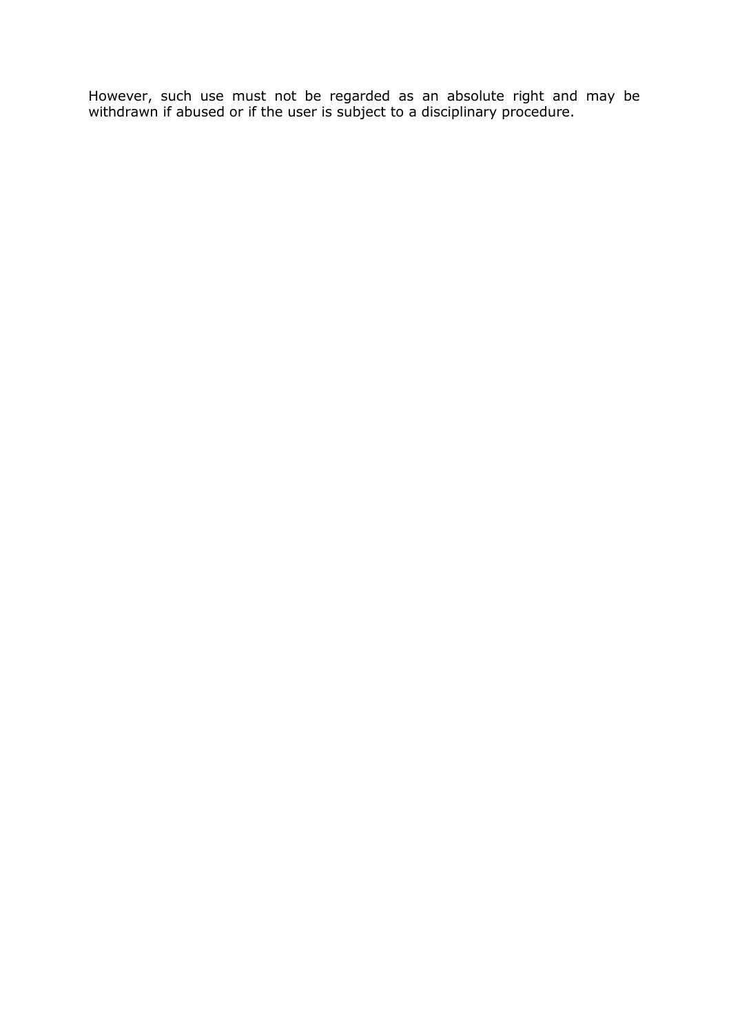However, such use must not be regarded as an absolute right and may be withdrawn if abused or if the user is subject to a disciplinary procedure.